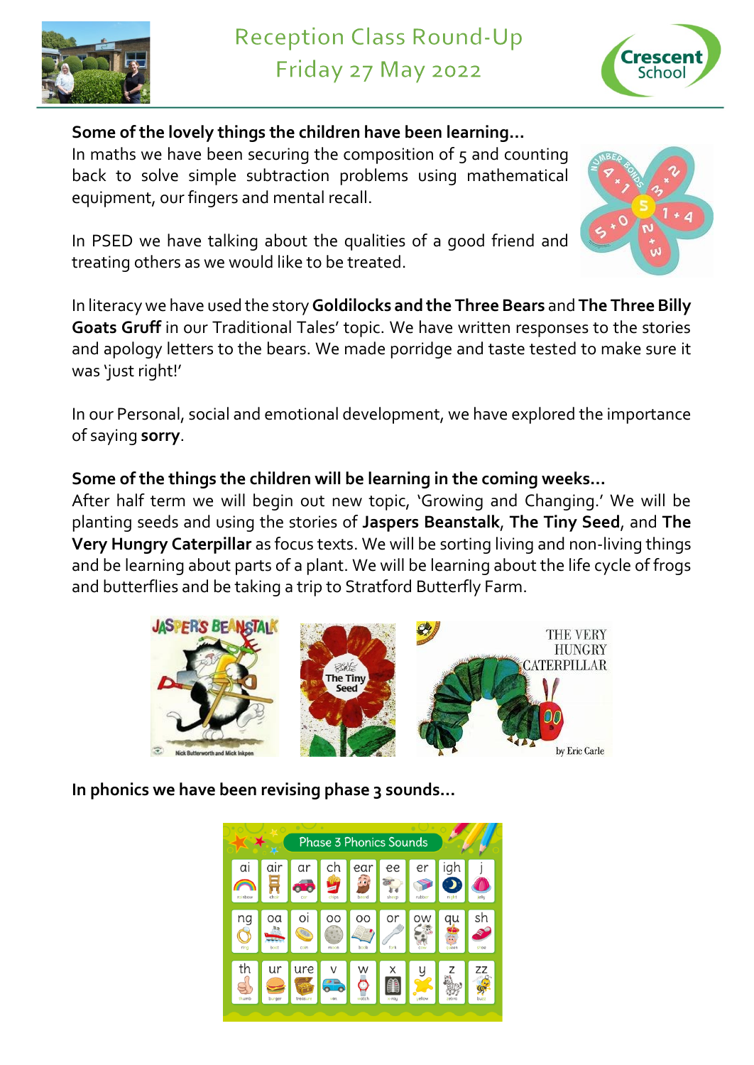# Reception Class Round-Up

## Friday 27 May 2022

Crescent School

**Some of the lovely things the children have been learning…**

In maths we have been securing the composition of 5 and counting back to solve simple subtraction problems using mathematical equipment, our fingers and mental recall.

In PSED we have talking about the qualities of a good friend and treating others as we would like to be treated.

In literacy we have used the story **Goldilocks and the Three Bears** and **The Three Billy Goats Gruff** in our Traditional Tales' topic. We have written responses to the stories and apology letters to the bears. We made porridge and taste tested to make sure it was 'just right!'

In our Personal, social and emotional development, we have explored the importance of saying **sorry**.

**Some of the things the children will be learning in the coming weeks…**

After half term we will begin out new topic, 'Growing and Changing.' We will be planting seeds and using the stories of **Jaspers Beanstalk**, **The Tiny Seed**, and **The Very Hungry Caterpillar** as focus texts. We will be sorting living and non-living things and be learning about parts of a plant. We will be learning about the life cycle of frogs and butterflies and be taking a trip to Stratford Butterfly Farm.

**In phonics we have been revising phase 3 sounds…**

Phase 3 Phonics Sounds

| ai | air | ar | ch | ear | ee | er | igh | j |
|---|---|---|---|---|---|---|---|---|
| ng | oa | oi | oo | oo | or | ow | qu | sh |
| th | ur | ure | v | w | x | y | z | zz |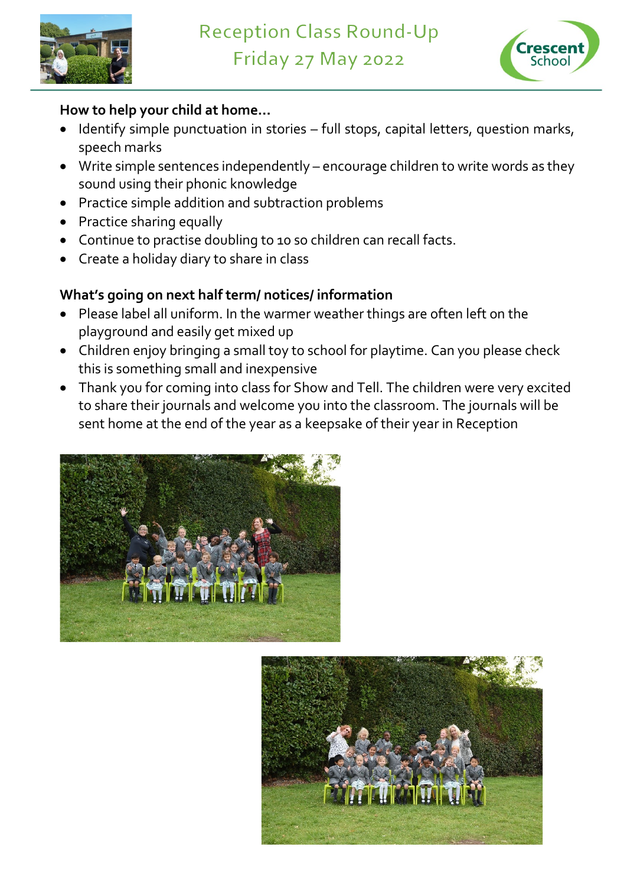# Reception Class Round-Up
## Friday 27 May 2022

**How to help your child at home…**

- Identify simple punctuation in stories – full stops, capital letters, question marks, speech marks
- Write simple sentences independently – encourage children to write words as they sound using their phonic knowledge
- Practice simple addition and subtraction problems
- Practice sharing equally
- Continue to practise doubling to 10 so children can recall facts.
- Create a holiday diary to share in class

**What's going on next half term/ notices/ information**

- Please label all uniform. In the warmer weather things are often left on the playground and easily get mixed up
- Children enjoy bringing a small toy to school for playtime. Can you please check this is something small and inexpensive
- Thank you for coming into class for Show and Tell. The children were very excited to share their journals and welcome you into the classroom. The journals will be sent home at the end of the year as a keepsake of their year in Reception